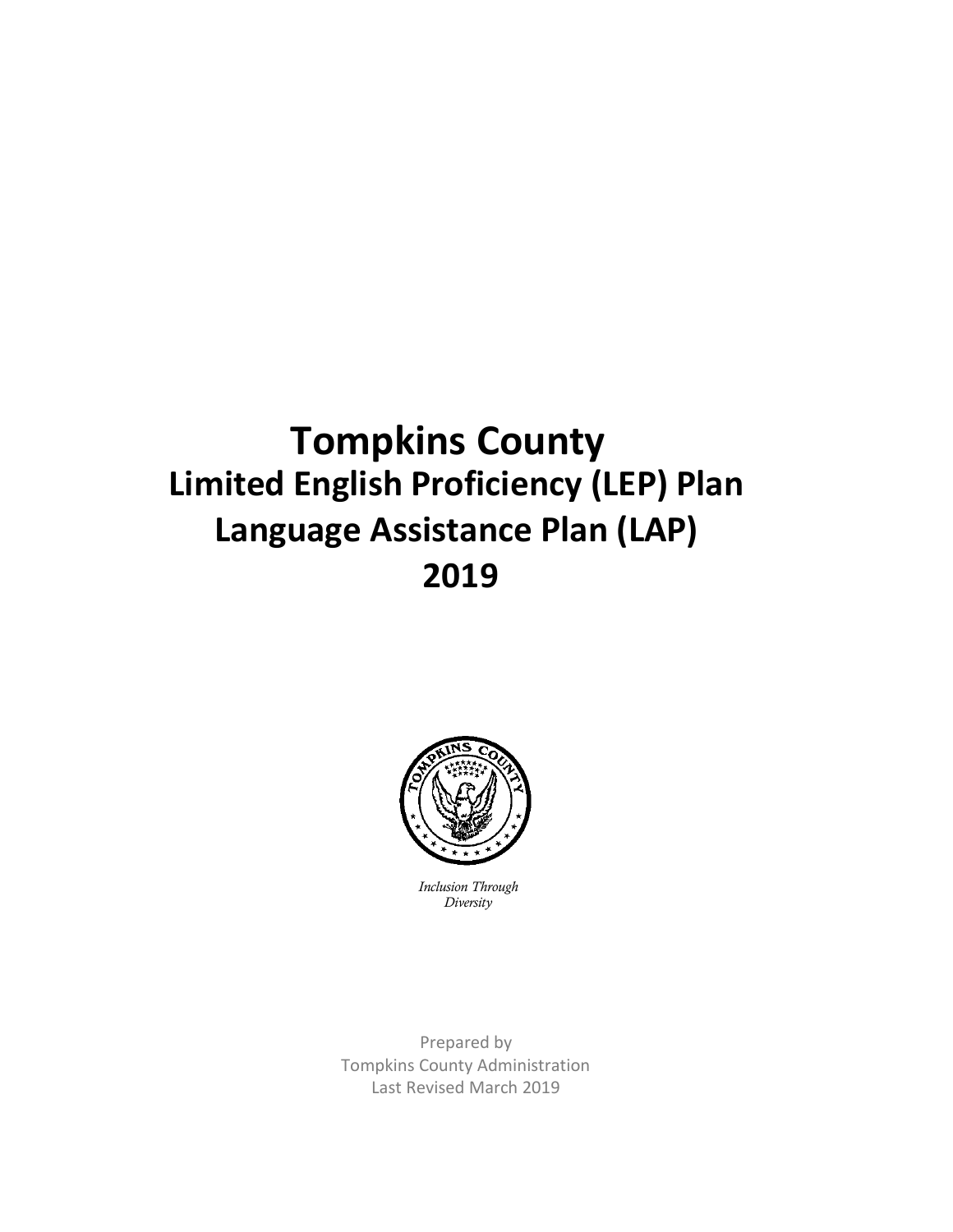# Tompkins County

## Limited English Proficiency (LEP) Plan

## Language Assistance Plan (LAP)

## 2019

*Inclusion Through Diversity*

Prepared by
Tompkins County Administration
Last Revised March 2019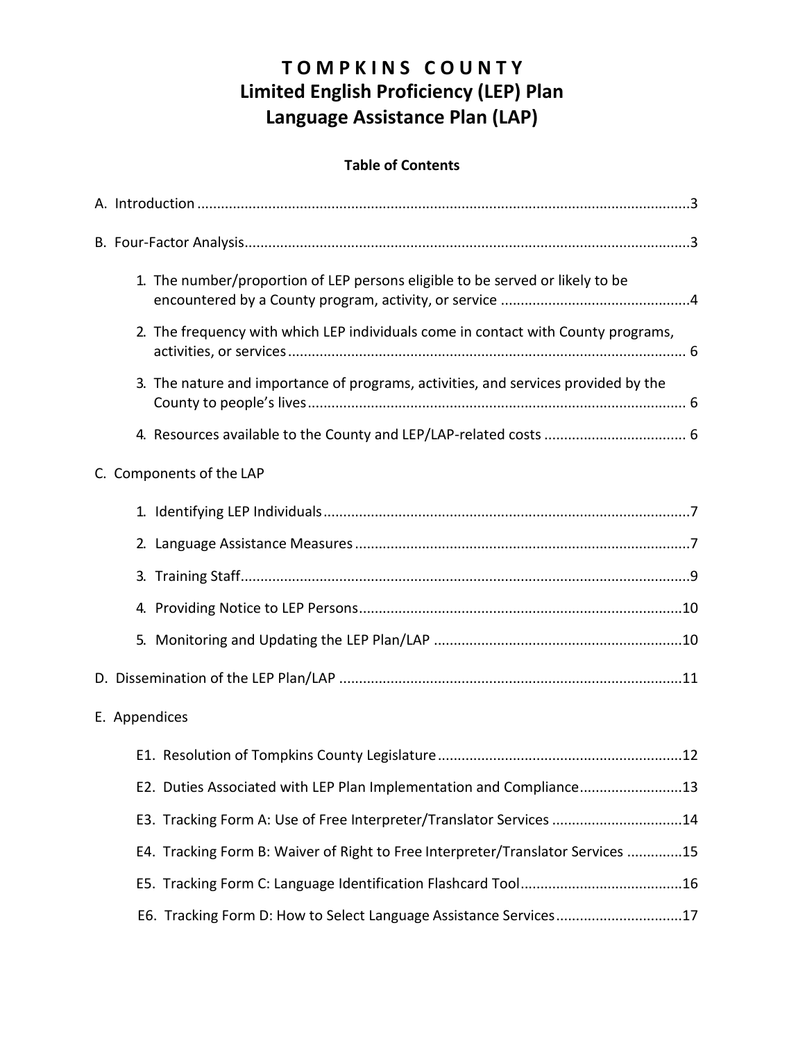# T O M P K I N S C O U N T Y
# Limited English Proficiency (LEP) Plan
# Language Assistance Plan (LAP)

**Table of Contents**

A. Introduction ....................................................................................................................3

B. Four-Factor Analysis.........................................................................................................3

1. The number/proportion of LEP persons eligible to be served or likely to be encountered by a County program, activity, or service ...............................................4
2. The frequency with which LEP individuals come in contact with County programs, activities, or services .................................................................................................... 6
3. The nature and importance of programs, activities, and services provided by the County to people's lives ............................................................................................... 6
4. Resources available to the County and LEP/LAP-related costs ................................... 6

C. Components of the LAP

1. Identifying LEP Individuals............................................................................................7
2. Language Assistance Measures ....................................................................................7
3. Training Staff.................................................................................................................9
4. Providing Notice to LEP Persons..................................................................................10
5. Monitoring and Updating the LEP Plan/LAP ..............................................................10

D. Dissemination of the LEP Plan/LAP ......................................................................................11

E. Appendices

E1. Resolution of Tompkins County Legislature.............................................................12

E2. Duties Associated with LEP Plan Implementation and Compliance..........................13

E3. Tracking Form A: Use of Free Interpreter/Translator Services .................................14

E4. Tracking Form B: Waiver of Right to Free Interpreter/Translator Services ..............15

E5. Tracking Form C: Language Identification Flashcard Tool.........................................16

E6. Tracking Form D: How to Select Language Assistance Services................................17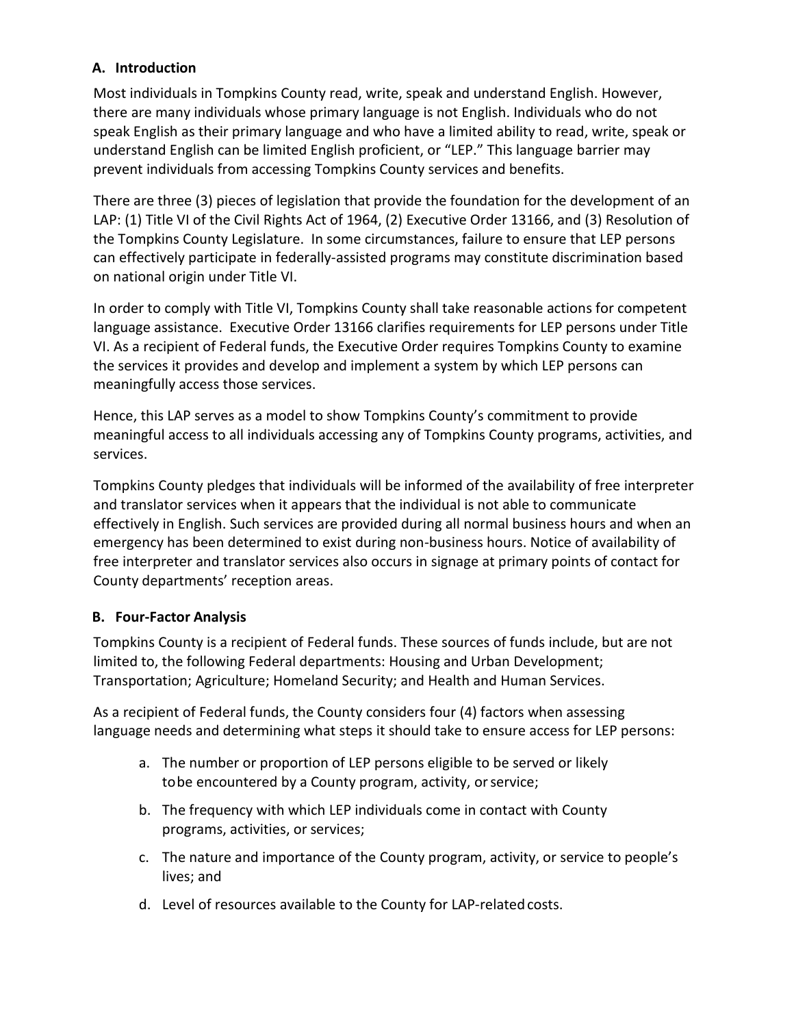### A. Introduction

Most individuals in Tompkins County read, write, speak and understand English. However, there are many individuals whose primary language is not English. Individuals who do not speak English as their primary language and who have a limited ability to read, write, speak or understand English can be limited English proficient, or "LEP." This language barrier may prevent individuals from accessing Tompkins County services and benefits.

There are three (3) pieces of legislation that provide the foundation for the development of an LAP: (1) Title VI of the Civil Rights Act of 1964, (2) Executive Order 13166, and (3) Resolution of the Tompkins County Legislature. In some circumstances, failure to ensure that LEP persons can effectively participate in federally-assisted programs may constitute discrimination based on national origin under Title VI.

In order to comply with Title VI, Tompkins County shall take reasonable actions for competent language assistance. Executive Order 13166 clarifies requirements for LEP persons under Title VI. As a recipient of Federal funds, the Executive Order requires Tompkins County to examine the services it provides and develop and implement a system by which LEP persons can meaningfully access those services.

Hence, this LAP serves as a model to show Tompkins County's commitment to provide meaningful access to all individuals accessing any of Tompkins County programs, activities, and services.

Tompkins County pledges that individuals will be informed of the availability of free interpreter and translator services when it appears that the individual is not able to communicate effectively in English. Such services are provided during all normal business hours and when an emergency has been determined to exist during non-business hours. Notice of availability of free interpreter and translator services also occurs in signage at primary points of contact for County departments' reception areas.

### B. Four-Factor Analysis

Tompkins County is a recipient of Federal funds. These sources of funds include, but are not limited to, the following Federal departments: Housing and Urban Development; Transportation; Agriculture; Homeland Security; and Health and Human Services.

As a recipient of Federal funds, the County considers four (4) factors when assessing language needs and determining what steps it should take to ensure access for LEP persons:

a. The number or proportion of LEP persons eligible to be served or likely to be encountered by a County program, activity, or service;

b. The frequency with which LEP individuals come in contact with County programs, activities, or services;

c. The nature and importance of the County program, activity, or service to people's lives; and

d. Level of resources available to the County for LAP-related costs.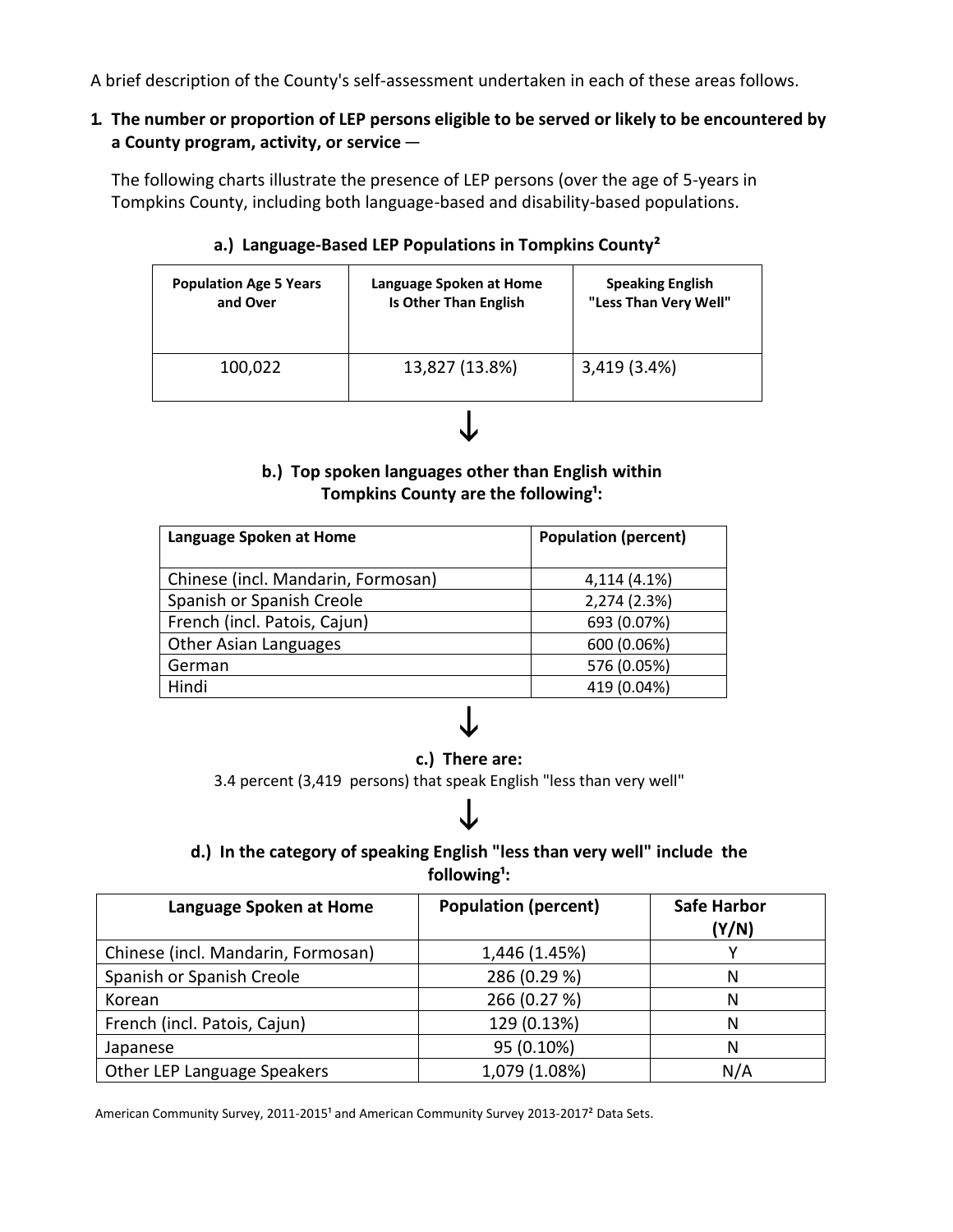A brief description of the County's self-assessment undertaken in each of these areas follows.

**1. The number or proportion of LEP persons eligible to be served or likely to be encountered by a County program, activity, or service** —

The following charts illustrate the presence of LEP persons (over the age of 5-years in Tompkins County, including both language-based and disability-based populations.

**a.) Language-Based LEP Populations in Tompkins County[2]**

| Population Age 5 Years and Over | Language Spoken at Home Is Other Than English | Speaking English "Less Than Very Well" |
|---|---|---|
| 100,022 | 13,827 (13.8%) | 3,419 (3.4%) |

↓

**b.) Top spoken languages other than English within Tompkins County are the following[1]:**

| Language Spoken at Home | Population (percent) |
|---|---|
| Chinese (incl. Mandarin, Formosan) | 4,114 (4.1%) |
| Spanish or Spanish Creole | 2,274 (2.3%) |
| French (incl. Patois, Cajun) | 693 (0.07%) |
| Other Asian Languages | 600 (0.06%) |
| German | 576 (0.05%) |
| Hindi | 419 (0.04%) |

↓

**c.) There are:**

3.4 percent (3,419 persons) that speak English "less than very well"

↓

**d.) In the category of speaking English "less than very well" include the following[1]:**

| Language Spoken at Home | Population (percent) | Safe Harbor (Y/N) |
|---|---|---|
| Chinese (incl. Mandarin, Formosan) | 1,446 (1.45%) | Y |
| Spanish or Spanish Creole | 286 (0.29 %) | N |
| Korean | 266 (0.27 %) | N |
| French (incl. Patois, Cajun) | 129 (0.13%) | N |
| Japanese | 95 (0.10%) | N |
| Other LEP Language Speakers | 1,079 (1.08%) | N/A |

American Community Survey, 2011-2015[1] and American Community Survey 2013-2017[2] Data Sets.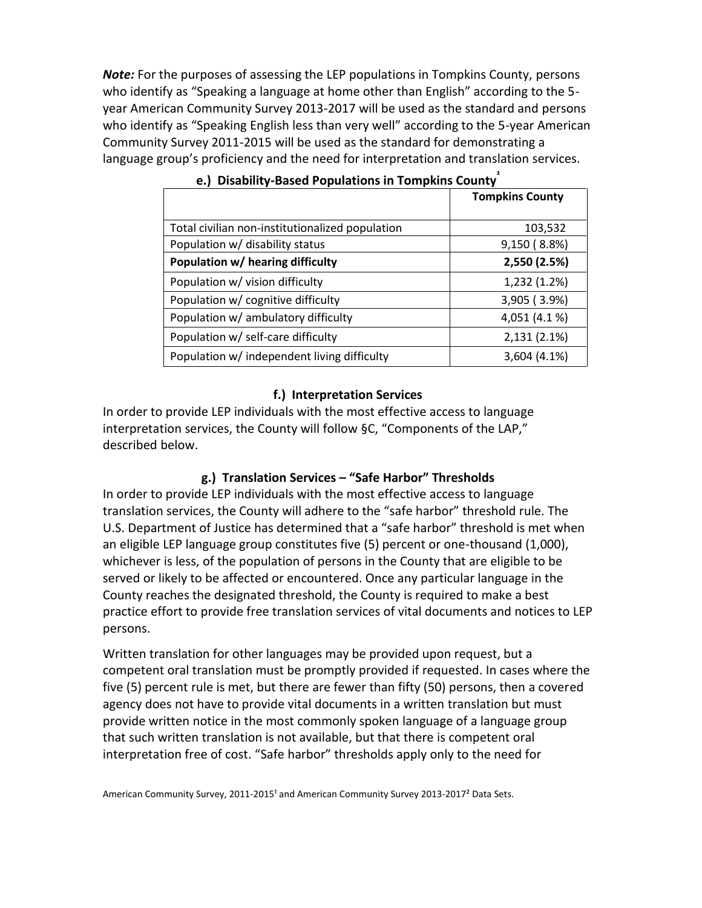***Note:*** For the purposes of assessing the LEP populations in Tompkins County, persons who identify as "Speaking a language at home other than English" according to the 5-year American Community Survey 2013-2017 will be used as the standard and persons who identify as "Speaking English less than very well" according to the 5-year American Community Survey 2011-2015 will be used as the standard for demonstrating a language group's proficiency and the need for interpretation and translation services.

### e.) Disability-Based Populations in Tompkins County[2]

| | Tompkins County |
|---|---|
| Total civilian non-institutionalized population | 103,532 |
| Population w/ disability status | 9,150 ( 8.8%) |
| **Population w/ hearing difficulty** | **2,550 (2.5%)** |
| Population w/ vision difficulty | 1,232 (1.2%) |
| Population w/ cognitive difficulty | 3,905 ( 3.9%) |
| Population w/ ambulatory difficulty | 4,051 (4.1 %) |
| Population w/ self-care difficulty | 2,131 (2.1%) |
| Population w/ independent living difficulty | 3,604 (4.1%) |

### f.) Interpretation Services

In order to provide LEP individuals with the most effective access to language interpretation services, the County will follow §C, "Components of the LAP," described below.

### g.) Translation Services – "Safe Harbor" Thresholds

In order to provide LEP individuals with the most effective access to language translation services, the County will adhere to the "safe harbor" threshold rule. The U.S. Department of Justice has determined that a "safe harbor" threshold is met when an eligible LEP language group constitutes five (5) percent or one-thousand (1,000), whichever is less, of the population of persons in the County that are eligible to be served or likely to be affected or encountered. Once any particular language in the County reaches the designated threshold, the County is required to make a best practice effort to provide free translation services of vital documents and notices to LEP persons.

Written translation for other languages may be provided upon request, but a competent oral translation must be promptly provided if requested. In cases where the five (5) percent rule is met, but there are fewer than fifty (50) persons, then a covered agency does not have to provide vital documents in a written translation but must provide written notice in the most commonly spoken language of a language group that such written translation is not available, but that there is competent oral interpretation free of cost. "Safe harbor" thresholds apply only to the need for

American Community Survey, 2011-2015[1] and American Community Survey 2013-2017[2] Data Sets.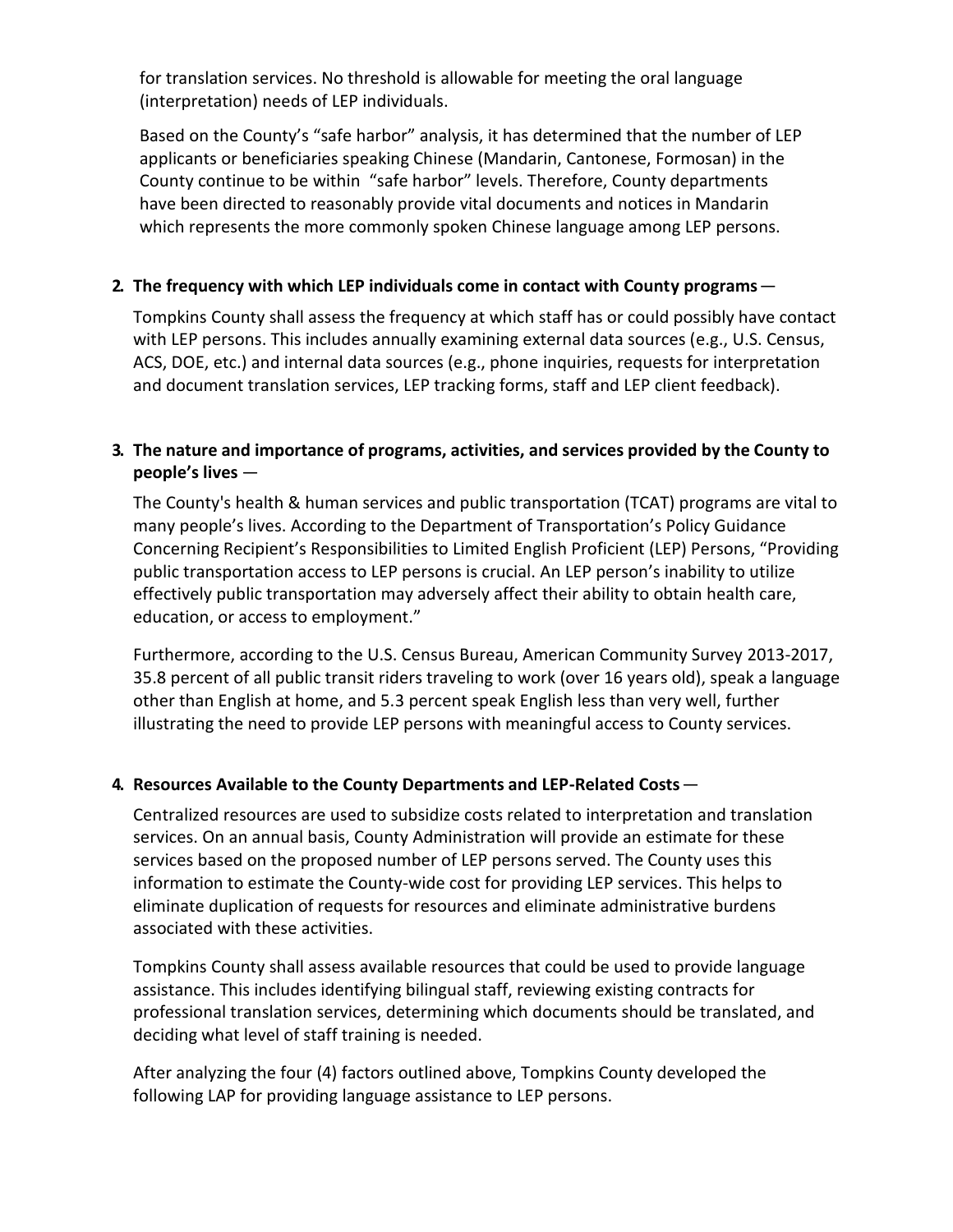for translation services. No threshold is allowable for meeting the oral language (interpretation) needs of LEP individuals.

Based on the County's "safe harbor" analysis, it has determined that the number of LEP applicants or beneficiaries speaking Chinese (Mandarin, Cantonese, Formosan) in the County continue to be within "safe harbor" levels. Therefore, County departments have been directed to reasonably provide vital documents and notices in Mandarin which represents the more commonly spoken Chinese language among LEP persons.

**2. The frequency with which LEP individuals come in contact with County programs** —

Tompkins County shall assess the frequency at which staff has or could possibly have contact with LEP persons. This includes annually examining external data sources (e.g., U.S. Census, ACS, DOE, etc.) and internal data sources (e.g., phone inquiries, requests for interpretation and document translation services, LEP tracking forms, staff and LEP client feedback).

**3. The nature and importance of programs, activities, and services provided by the County to people's lives** —

The County's health & human services and public transportation (TCAT) programs are vital to many people's lives. According to the Department of Transportation's Policy Guidance Concerning Recipient's Responsibilities to Limited English Proficient (LEP) Persons, "Providing public transportation access to LEP persons is crucial. An LEP person's inability to utilize effectively public transportation may adversely affect their ability to obtain health care, education, or access to employment."

Furthermore, according to the U.S. Census Bureau, American Community Survey 2013-2017, 35.8 percent of all public transit riders traveling to work (over 16 years old), speak a language other than English at home, and 5.3 percent speak English less than very well, further illustrating the need to provide LEP persons with meaningful access to County services.

**4. Resources Available to the County Departments and LEP-Related Costs** —

Centralized resources are used to subsidize costs related to interpretation and translation services. On an annual basis, County Administration will provide an estimate for these services based on the proposed number of LEP persons served. The County uses this information to estimate the County-wide cost for providing LEP services. This helps to eliminate duplication of requests for resources and eliminate administrative burdens associated with these activities.

Tompkins County shall assess available resources that could be used to provide language assistance. This includes identifying bilingual staff, reviewing existing contracts for professional translation services, determining which documents should be translated, and deciding what level of staff training is needed.

After analyzing the four (4) factors outlined above, Tompkins County developed the following LAP for providing language assistance to LEP persons.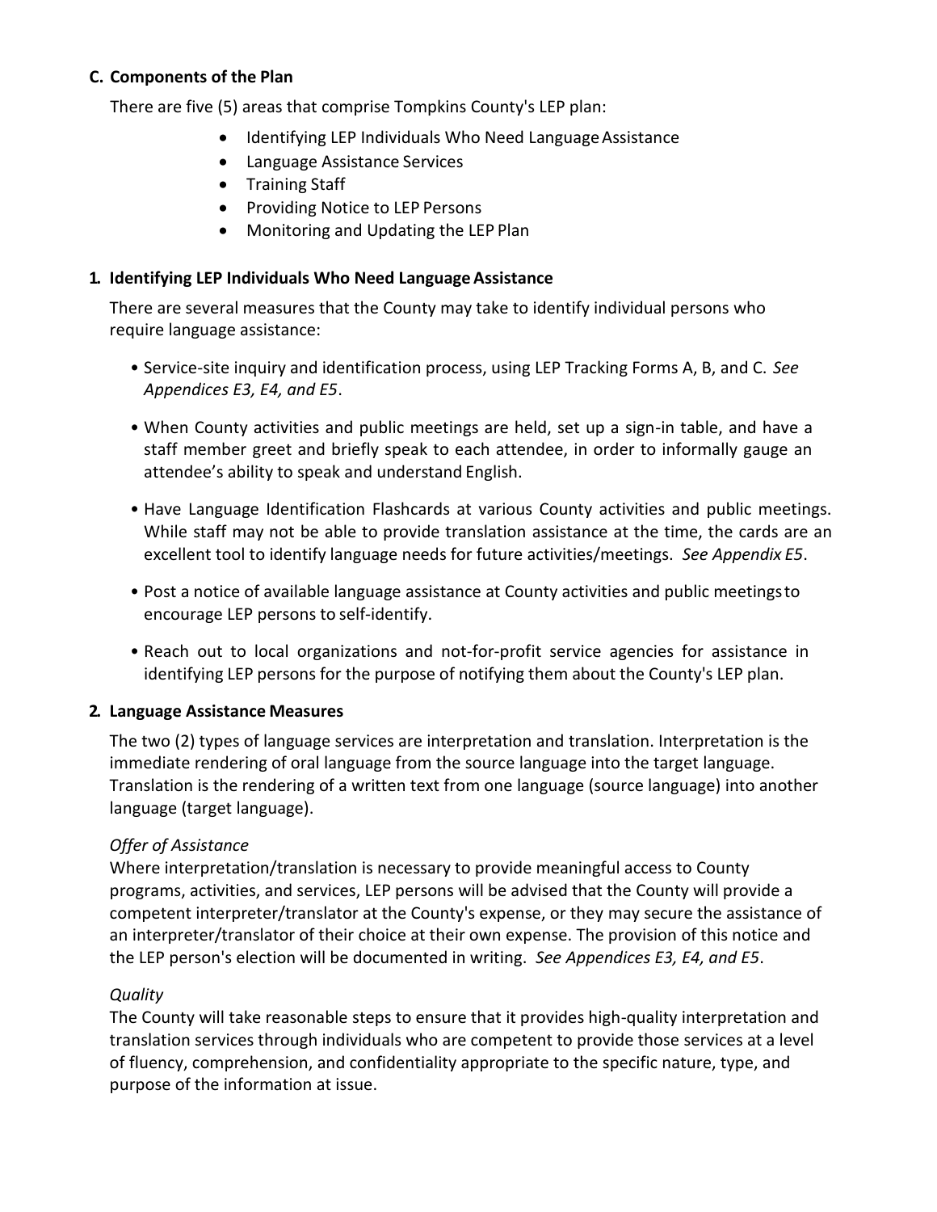### C. Components of the Plan

There are five (5) areas that comprise Tompkins County's LEP plan:

- Identifying LEP Individuals Who Need Language Assistance
- Language Assistance Services
- Training Staff
- Providing Notice to LEP Persons
- Monitoring and Updating the LEP Plan

#### 1. Identifying LEP Individuals Who Need Language Assistance

There are several measures that the County may take to identify individual persons who require language assistance:

- Service-site inquiry and identification process, using LEP Tracking Forms A, B, and C. *See Appendices E3, E4, and E5*.
- When County activities and public meetings are held, set up a sign-in table, and have a staff member greet and briefly speak to each attendee, in order to informally gauge an attendee's ability to speak and understand English.
- Have Language Identification Flashcards at various County activities and public meetings. While staff may not be able to provide translation assistance at the time, the cards are an excellent tool to identify language needs for future activities/meetings. *See Appendix E5*.
- Post a notice of available language assistance at County activities and public meetings to encourage LEP persons to self-identify.
- Reach out to local organizations and not-for-profit service agencies for assistance in identifying LEP persons for the purpose of notifying them about the County's LEP plan.

#### 2. Language Assistance Measures

The two (2) types of language services are interpretation and translation. Interpretation is the immediate rendering of oral language from the source language into the target language. Translation is the rendering of a written text from one language (source language) into another language (target language).

*Offer of Assistance*
Where interpretation/translation is necessary to provide meaningful access to County programs, activities, and services, LEP persons will be advised that the County will provide a competent interpreter/translator at the County's expense, or they may secure the assistance of an interpreter/translator of their choice at their own expense. The provision of this notice and the LEP person's election will be documented in writing. *See Appendices E3, E4, and E5*.

*Quality*
The County will take reasonable steps to ensure that it provides high-quality interpretation and translation services through individuals who are competent to provide those services at a level of fluency, comprehension, and confidentiality appropriate to the specific nature, type, and purpose of the information at issue.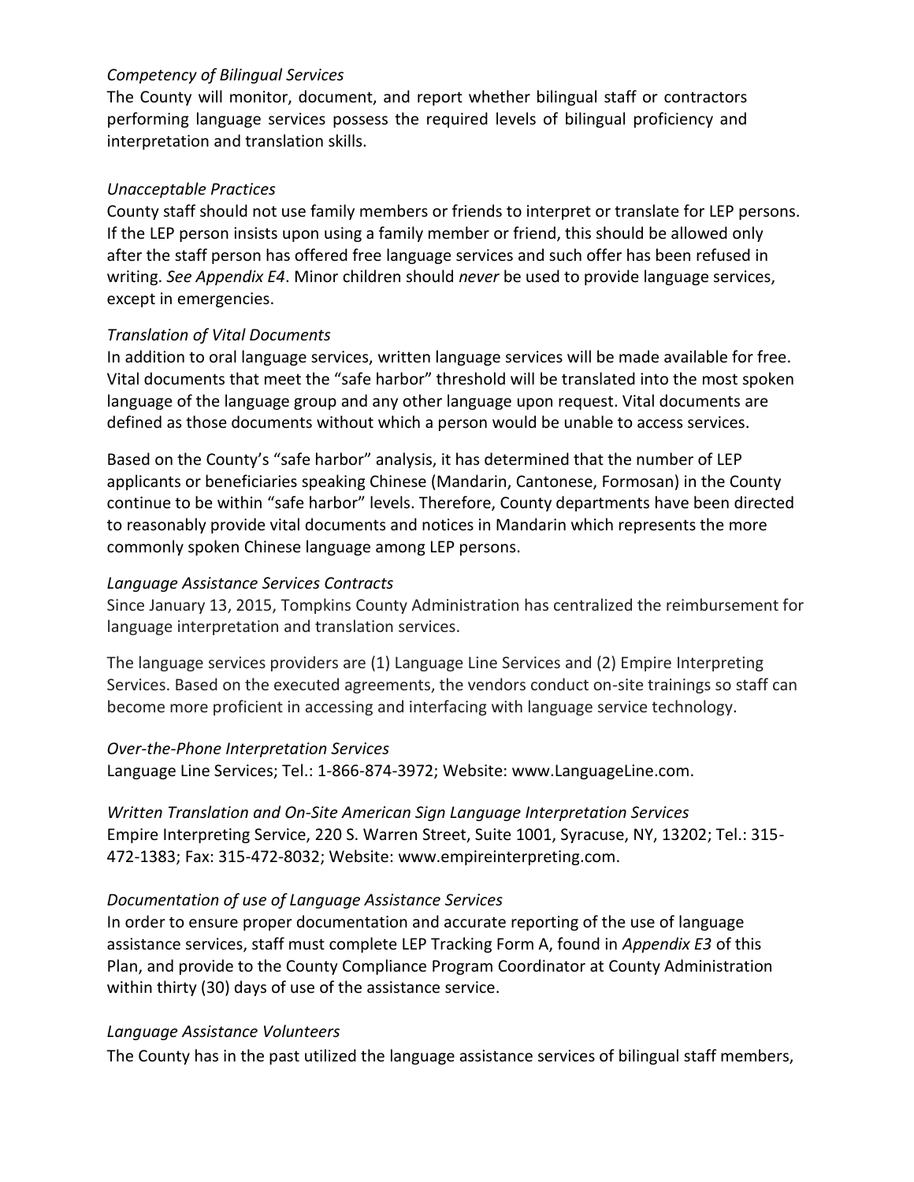*Competency of Bilingual Services*

The County will monitor, document, and report whether bilingual staff or contractors performing language services possess the required levels of bilingual proficiency and interpretation and translation skills.

*Unacceptable Practices*

County staff should not use family members or friends to interpret or translate for LEP persons. If the LEP person insists upon using a family member or friend, this should be allowed only after the staff person has offered free language services and such offer has been refused in writing. *See Appendix E4*. Minor children should *never* be used to provide language services, except in emergencies.

*Translation of Vital Documents*

In addition to oral language services, written language services will be made available for free. Vital documents that meet the "safe harbor" threshold will be translated into the most spoken language of the language group and any other language upon request. Vital documents are defined as those documents without which a person would be unable to access services.

Based on the County's "safe harbor" analysis, it has determined that the number of LEP applicants or beneficiaries speaking Chinese (Mandarin, Cantonese, Formosan) in the County continue to be within "safe harbor" levels. Therefore, County departments have been directed to reasonably provide vital documents and notices in Mandarin which represents the more commonly spoken Chinese language among LEP persons.

*Language Assistance Services Contracts*

Since January 13, 2015, Tompkins County Administration has centralized the reimbursement for language interpretation and translation services.

The language services providers are (1) Language Line Services and (2) Empire Interpreting Services. Based on the executed agreements, the vendors conduct on-site trainings so staff can become more proficient in accessing and interfacing with language service technology.

*Over-the-Phone Interpretation Services*

Language Line Services; Tel.: 1-866-874-3972; Website: www.LanguageLine.com.

*Written Translation and On-Site American Sign Language Interpretation Services*

Empire Interpreting Service, 220 S. Warren Street, Suite 1001, Syracuse, NY, 13202; Tel.: 315-472-1383; Fax: 315-472-8032; Website: www.empireinterpreting.com.

*Documentation of use of Language Assistance Services*

In order to ensure proper documentation and accurate reporting of the use of language assistance services, staff must complete LEP Tracking Form A, found in *Appendix E3* of this Plan, and provide to the County Compliance Program Coordinator at County Administration within thirty (30) days of use of the assistance service.

*Language Assistance Volunteers*

The County has in the past utilized the language assistance services of bilingual staff members,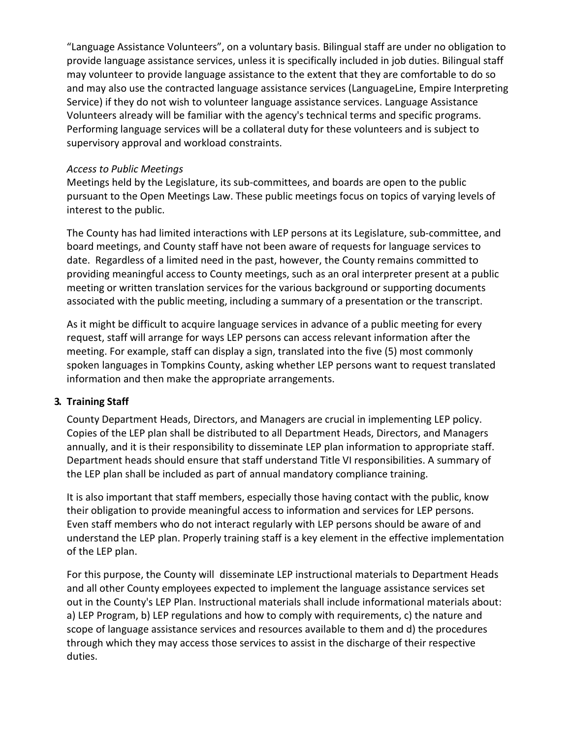"Language Assistance Volunteers", on a voluntary basis. Bilingual staff are under no obligation to provide language assistance services, unless it is specifically included in job duties. Bilingual staff may volunteer to provide language assistance to the extent that they are comfortable to do so and may also use the contracted language assistance services (LanguageLine, Empire Interpreting Service) if they do not wish to volunteer language assistance services. Language Assistance Volunteers already will be familiar with the agency's technical terms and specific programs. Performing language services will be a collateral duty for these volunteers and is subject to supervisory approval and workload constraints.

*Access to Public Meetings*

Meetings held by the Legislature, its sub-committees, and boards are open to the public pursuant to the Open Meetings Law. These public meetings focus on topics of varying levels of interest to the public.

The County has had limited interactions with LEP persons at its Legislature, sub-committee, and board meetings, and County staff have not been aware of requests for language services to date. Regardless of a limited need in the past, however, the County remains committed to providing meaningful access to County meetings, such as an oral interpreter present at a public meeting or written translation services for the various background or supporting documents associated with the public meeting, including a summary of a presentation or the transcript.

As it might be difficult to acquire language services in advance of a public meeting for every request, staff will arrange for ways LEP persons can access relevant information after the meeting. For example, staff can display a sign, translated into the five (5) most commonly spoken languages in Tompkins County, asking whether LEP persons want to request translated information and then make the appropriate arrangements.

**3. Training Staff**

County Department Heads, Directors, and Managers are crucial in implementing LEP policy. Copies of the LEP plan shall be distributed to all Department Heads, Directors, and Managers annually, and it is their responsibility to disseminate LEP plan information to appropriate staff. Department heads should ensure that staff understand Title VI responsibilities. A summary of the LEP plan shall be included as part of annual mandatory compliance training.

It is also important that staff members, especially those having contact with the public, know their obligation to provide meaningful access to information and services for LEP persons. Even staff members who do not interact regularly with LEP persons should be aware of and understand the LEP plan. Properly training staff is a key element in the effective implementation of the LEP plan.

For this purpose, the County will disseminate LEP instructional materials to Department Heads and all other County employees expected to implement the language assistance services set out in the County's LEP Plan. Instructional materials shall include informational materials about: a) LEP Program, b) LEP regulations and how to comply with requirements, c) the nature and scope of language assistance services and resources available to them and d) the procedures through which they may access those services to assist in the discharge of their respective duties.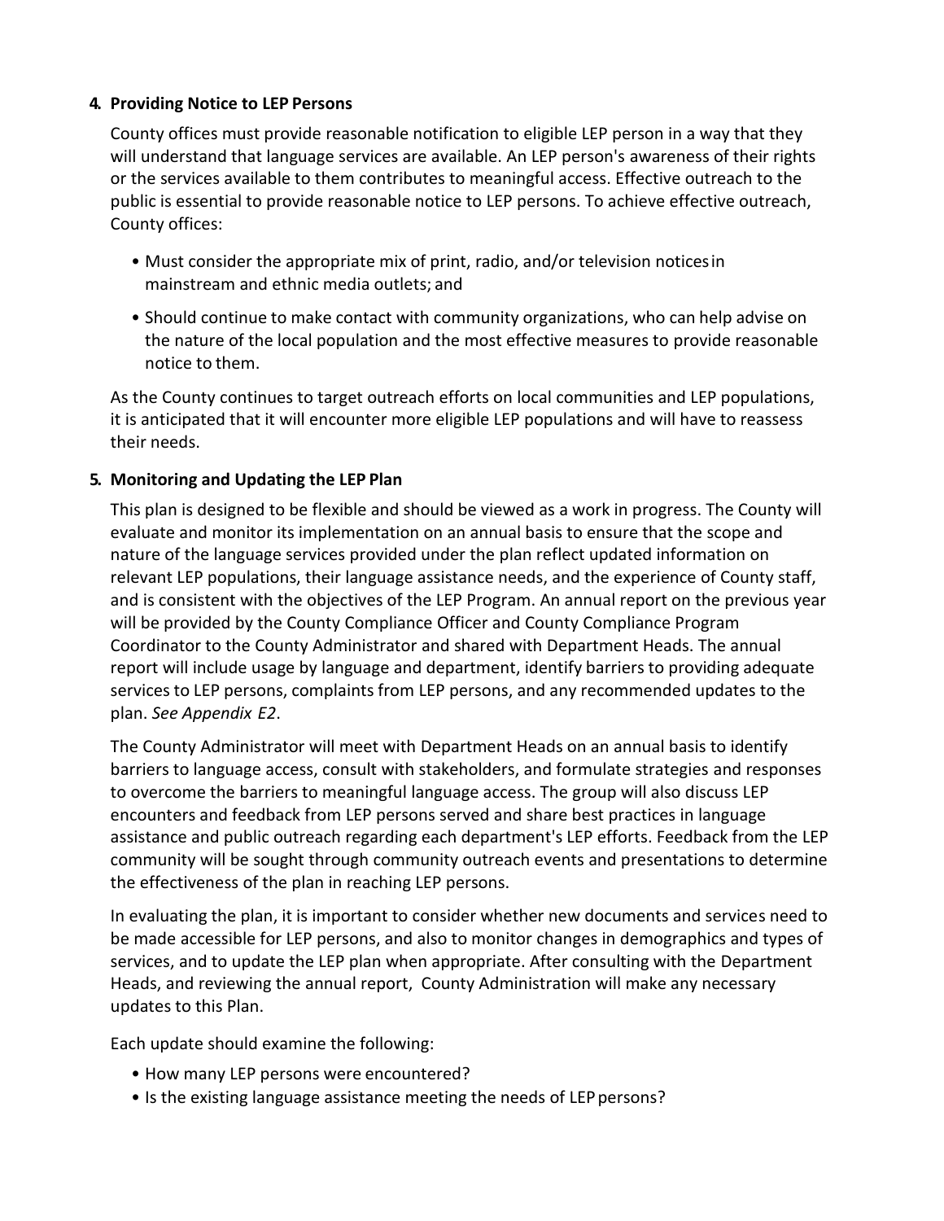**4. Providing Notice to LEP Persons**

County offices must provide reasonable notification to eligible LEP person in a way that they will understand that language services are available. An LEP person's awareness of their rights or the services available to them contributes to meaningful access. Effective outreach to the public is essential to provide reasonable notice to LEP persons. To achieve effective outreach, County offices:

- Must consider the appropriate mix of print, radio, and/or television notices in mainstream and ethnic media outlets; and
- Should continue to make contact with community organizations, who can help advise on the nature of the local population and the most effective measures to provide reasonable notice to them.

As the County continues to target outreach efforts on local communities and LEP populations, it is anticipated that it will encounter more eligible LEP populations and will have to reassess their needs.

**5. Monitoring and Updating the LEP Plan**

This plan is designed to be flexible and should be viewed as a work in progress. The County will evaluate and monitor its implementation on an annual basis to ensure that the scope and nature of the language services provided under the plan reflect updated information on relevant LEP populations, their language assistance needs, and the experience of County staff, and is consistent with the objectives of the LEP Program. An annual report on the previous year will be provided by the County Compliance Officer and County Compliance Program Coordinator to the County Administrator and shared with Department Heads. The annual report will include usage by language and department, identify barriers to providing adequate services to LEP persons, complaints from LEP persons, and any recommended updates to the plan. *See Appendix E2*.

The County Administrator will meet with Department Heads on an annual basis to identify barriers to language access, consult with stakeholders, and formulate strategies and responses to overcome the barriers to meaningful language access. The group will also discuss LEP encounters and feedback from LEP persons served and share best practices in language assistance and public outreach regarding each department's LEP efforts. Feedback from the LEP community will be sought through community outreach events and presentations to determine the effectiveness of the plan in reaching LEP persons.

In evaluating the plan, it is important to consider whether new documents and services need to be made accessible for LEP persons, and also to monitor changes in demographics and types of services, and to update the LEP plan when appropriate. After consulting with the Department Heads, and reviewing the annual report, County Administration will make any necessary updates to this Plan.

Each update should examine the following:

- How many LEP persons were encountered?
- Is the existing language assistance meeting the needs of LEP persons?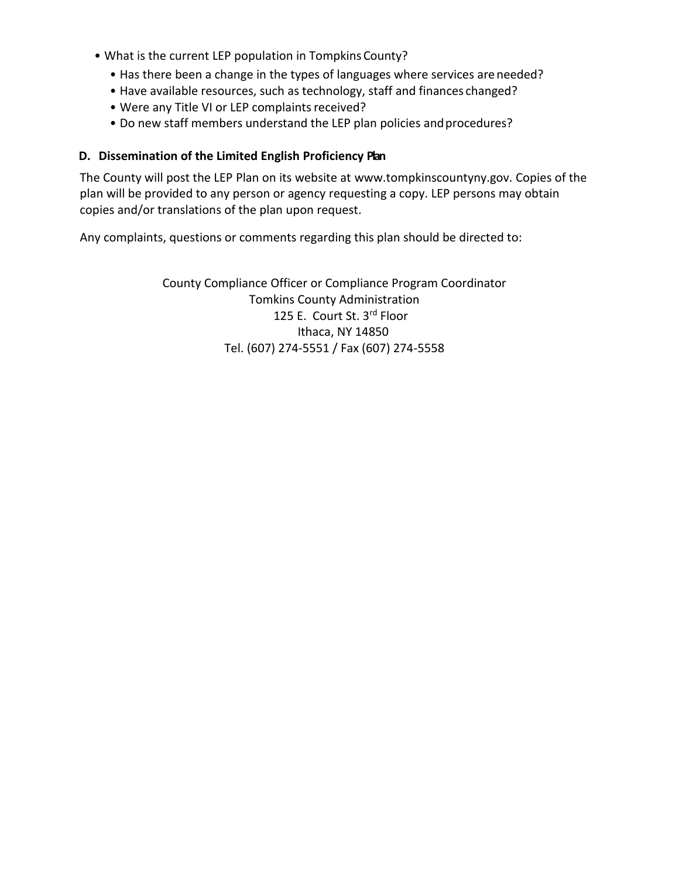- What is the current LEP population in Tompkins County?
  - Has there been a change in the types of languages where services are needed?
  - Have available resources, such as technology, staff and finances changed?
  - Were any Title VI or LEP complaints received?
  - Do new staff members understand the LEP plan policies and procedures?

### D. Dissemination of the Limited English Proficiency Plan

The County will post the LEP Plan on its website at www.tompkinscountyny.gov. Copies of the plan will be provided to any person or agency requesting a copy. LEP persons may obtain copies and/or translations of the plan upon request.

Any complaints, questions or comments regarding this plan should be directed to:

County Compliance Officer or Compliance Program Coordinator
Tomkins County Administration
125 E. Court St. 3rd Floor
Ithaca, NY 14850
Tel. (607) 274-5551 / Fax (607) 274-5558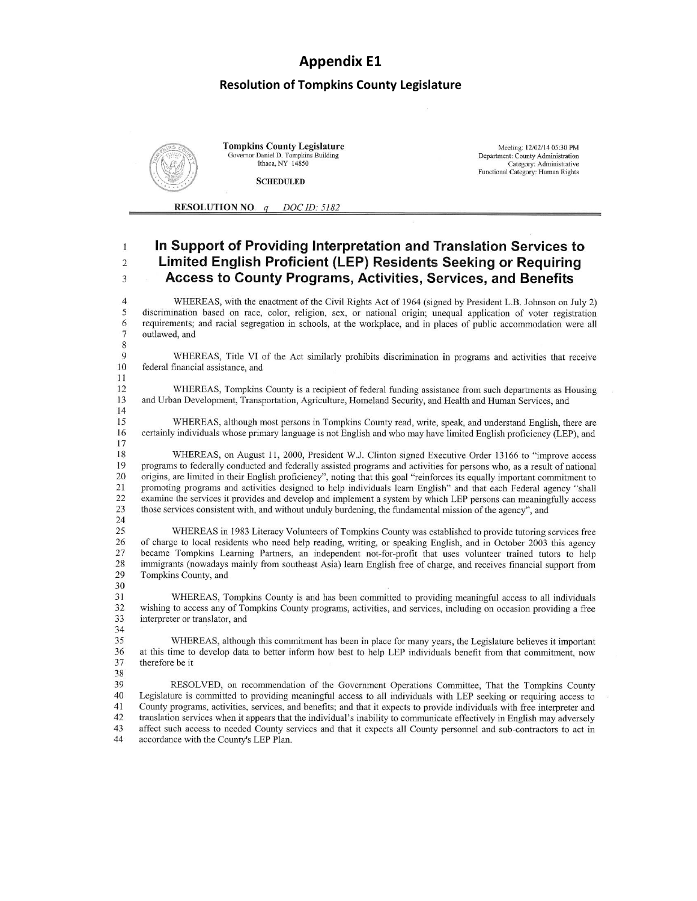# Appendix E1

## Resolution of Tompkins County Legislature

**Tompkins County Legislature**
Governor Daniel D. Tompkins Building
Ithaca, NY 14850

**SCHEDULED**

Meeting: 12/02/14 05:30 PM
Department: County Administration
Category: Administrative
Functional Category: Human Rights

**RESOLUTION NO.** *q* *DOC ID: 5182*

# In Support of Providing Interpretation and Translation Services to Limited English Proficient (LEP) Residents Seeking or Requiring Access to County Programs, Activities, Services, and Benefits

WHEREAS, with the enactment of the Civil Rights Act of 1964 (signed by President L.B. Johnson on July 2) discrimination based on race, color, religion, sex, or national origin; unequal application of voter registration requirements; and racial segregation in schools, at the workplace, and in places of public accommodation were all outlawed, and

WHEREAS, Title VI of the Act similarly prohibits discrimination in programs and activities that receive federal financial assistance, and

WHEREAS, Tompkins County is a recipient of federal funding assistance from such departments as Housing and Urban Development, Transportation, Agriculture, Homeland Security, and Health and Human Services, and

WHEREAS, although most persons in Tompkins County read, write, speak, and understand English, there are certainly individuals whose primary language is not English and who may have limited English proficiency (LEP), and

WHEREAS, on August 11, 2000, President W.J. Clinton signed Executive Order 13166 to "improve access programs to federally conducted and federally assisted programs and activities for persons who, as a result of national origins, are limited in their English proficiency", noting that this goal "reinforces its equally important commitment to promoting programs and activities designed to help individuals learn English" and that each Federal agency "shall examine the services it provides and develop and implement a system by which LEP persons can meaningfully access those services consistent with, and without unduly burdening, the fundamental mission of the agency", and

WHEREAS in 1983 Literacy Volunteers of Tompkins County was established to provide tutoring services free of charge to local residents who need help reading, writing, or speaking English, and in October 2003 this agency became Tompkins Learning Partners, an independent not-for-profit that uses volunteer trained tutors to help immigrants (nowadays mainly from southeast Asia) learn English free of charge, and receives financial support from Tompkins County, and

WHEREAS, Tompkins County is and has been committed to providing meaningful access to all individuals wishing to access any of Tompkins County programs, activities, and services, including on occasion providing a free interpreter or translator, and

WHEREAS, although this commitment has been in place for many years, the Legislature believes it important at this time to develop data to better inform how best to help LEP individuals benefit from that commitment, now therefore be it

RESOLVED, on recommendation of the Government Operations Committee, That the Tompkins County Legislature is committed to providing meaningful access to all individuals with LEP seeking or requiring access to County programs, activities, services, and benefits; and that it expects to provide individuals with free interpreter and translation services when it appears that the individual's inability to communicate effectively in English may adversely affect such access to needed County services and that it expects all County personnel and sub-contractors to act in accordance with the County's LEP Plan.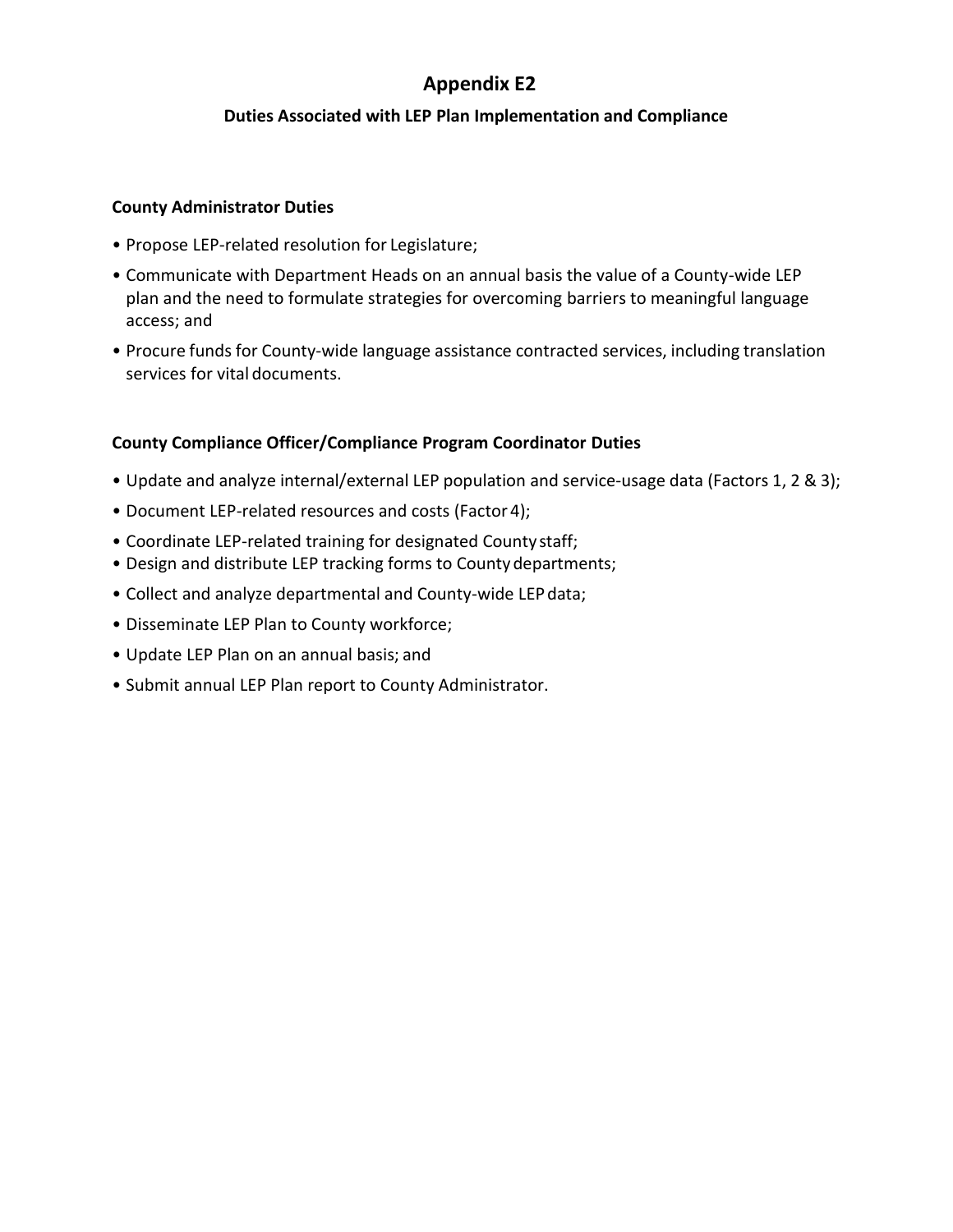# Appendix E2

## Duties Associated with LEP Plan Implementation and Compliance

### County Administrator Duties

- Propose LEP-related resolution for Legislature;
- Communicate with Department Heads on an annual basis the value of a County-wide LEP plan and the need to formulate strategies for overcoming barriers to meaningful language access; and
- Procure funds for County-wide language assistance contracted services, including translation services for vital documents.

### County Compliance Officer/Compliance Program Coordinator Duties

- Update and analyze internal/external LEP population and service-usage data (Factors 1, 2 & 3);
- Document LEP-related resources and costs (Factor 4);
- Coordinate LEP-related training for designated County staff;
- Design and distribute LEP tracking forms to County departments;
- Collect and analyze departmental and County-wide LEP data;
- Disseminate LEP Plan to County workforce;
- Update LEP Plan on an annual basis; and
- Submit annual LEP Plan report to County Administrator.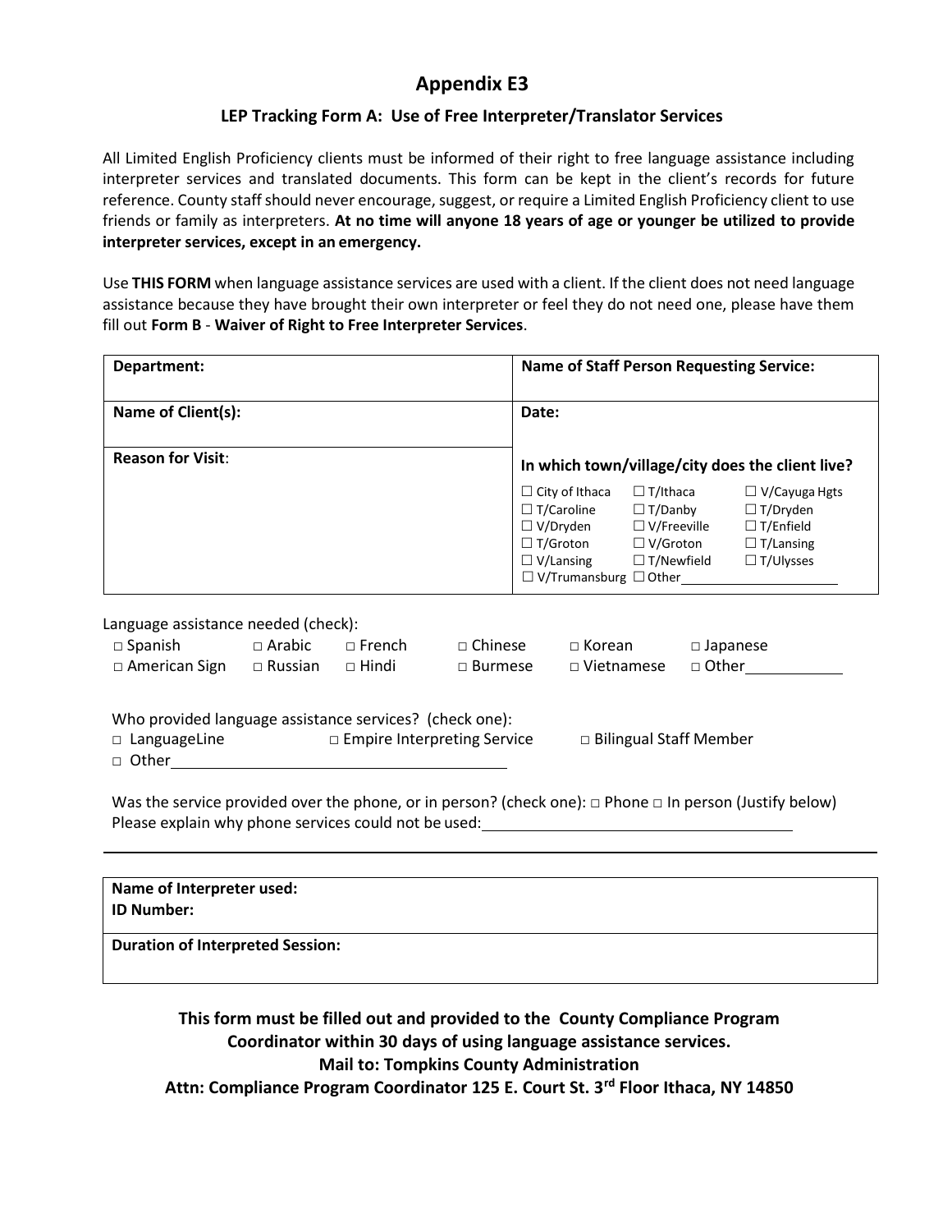# Appendix E3

## LEP Tracking Form A: Use of Free Interpreter/Translator Services

All Limited English Proficiency clients must be informed of their right to free language assistance including interpreter services and translated documents. This form can be kept in the client's records for future reference. County staff should never encourage, suggest, or require a Limited English Proficiency client to use friends or family as interpreters. **At no time will anyone 18 years of age or younger be utilized to provide interpreter services, except in an emergency.**

Use **THIS FORM** when language assistance services are used with a client. If the client does not need language assistance because they have brought their own interpreter or feel they do not need one, please have them fill out **Form B** - **Waiver of Right to Free Interpreter Services**.

| **Department:** | **Name of Staff Person Requesting Service:** |
|---|---|
| **Name of Client(s):** | **Date:** |
| **Reason for Visit**: | **In which town/village/city does the client live?**<br>☐ City of Ithaca ☐ T/Ithaca ☐ V/Cayuga Hgts<br>☐ T/Caroline ☐ T/Danby ☐ T/Dryden<br>☐ V/Dryden ☐ V/Freeville ☐ T/Enfield<br>☐ T/Groton ☐ V/Groton ☐ T/Lansing<br>☐ V/Lansing ☐ T/Newfield ☐ T/Ulysses<br>☐ V/Trumansburg ☐ Other____________ |

Language assistance needed (check):

□ Spanish □ Arabic □ French □ Chinese □ Korean □ Japanese
□ American Sign □ Russian □ Hindi □ Burmese □ Vietnamese □ Other__________

Who provided language assistance services? (check one):
□ LanguageLine □ Empire Interpreting Service □ Bilingual Staff Member
□ Other______________________________

Was the service provided over the phone, or in person? (check one): □ Phone □ In person (Justify below)
Please explain why phone services could not be used:______________________________

______________________________________________________________________

| **Name of Interpreter used:**<br>**ID Number:** |
|---|
| **Duration of Interpreted Session:** |

**This form must be filled out and provided to the County Compliance Program Coordinator within 30 days of using language assistance services.**
**Mail to: Tompkins County Administration**
**Attn: Compliance Program Coordinator 125 E. Court St. 3rd Floor Ithaca, NY 14850**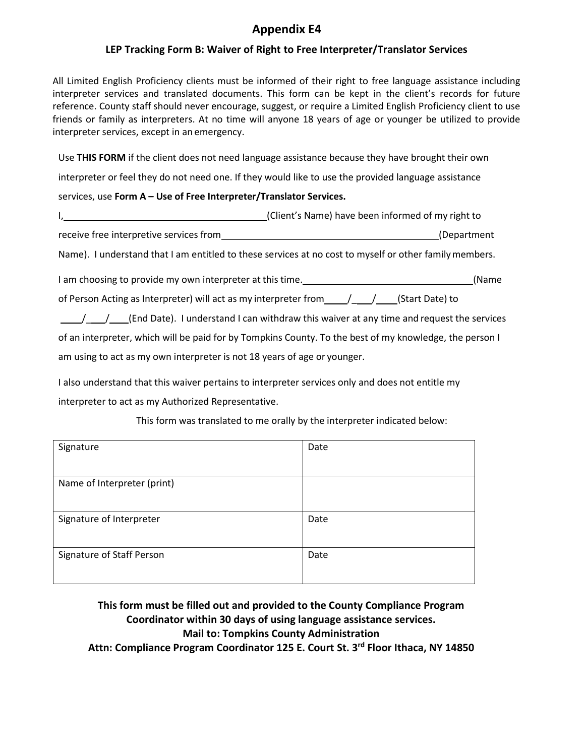# Appendix E4

## LEP Tracking Form B: Waiver of Right to Free Interpreter/Translator Services

All Limited English Proficiency clients must be informed of their right to free language assistance including interpreter services and translated documents. This form can be kept in the client's records for future reference. County staff should never encourage, suggest, or require a Limited English Proficiency client to use friends or family as interpreters. At no time will anyone 18 years of age or younger be utilized to provide interpreter services, except in an emergency.

Use **THIS FORM** if the client does not need language assistance because they have brought their own interpreter or feel they do not need one. If they would like to use the provided language assistance services, use **Form A – Use of Free Interpreter/Translator Services.**

I, ________________________________________ (Client's Name) have been informed of my right to receive free interpretive services from ____________________________________________ (Department Name). I understand that I am entitled to these services at no cost to myself or other family members.

I am choosing to provide my own interpreter at this time. __________________________________ (Name of Person Acting as Interpreter) will act as my interpreter from ____/____/____ (Start Date) to ____/____/____ (End Date). I understand I can withdraw this waiver at any time and request the services of an interpreter, which will be paid for by Tompkins County. To the best of my knowledge, the person I am using to act as my own interpreter is not 18 years of age or younger.

I also understand that this waiver pertains to interpreter services only and does not entitle my interpreter to act as my Authorized Representative.

This form was translated to me orally by the interpreter indicated below:

| Signature | Date |
|---|---|
| Name of Interpreter (print) | |
| Signature of Interpreter | Date |
| Signature of Staff Person | Date |

**This form must be filled out and provided to the County Compliance Program Coordinator within 30 days of using language assistance services.**
**Mail to: Tompkins County Administration**
**Attn: Compliance Program Coordinator 125 E. Court St. 3rd Floor Ithaca, NY 14850**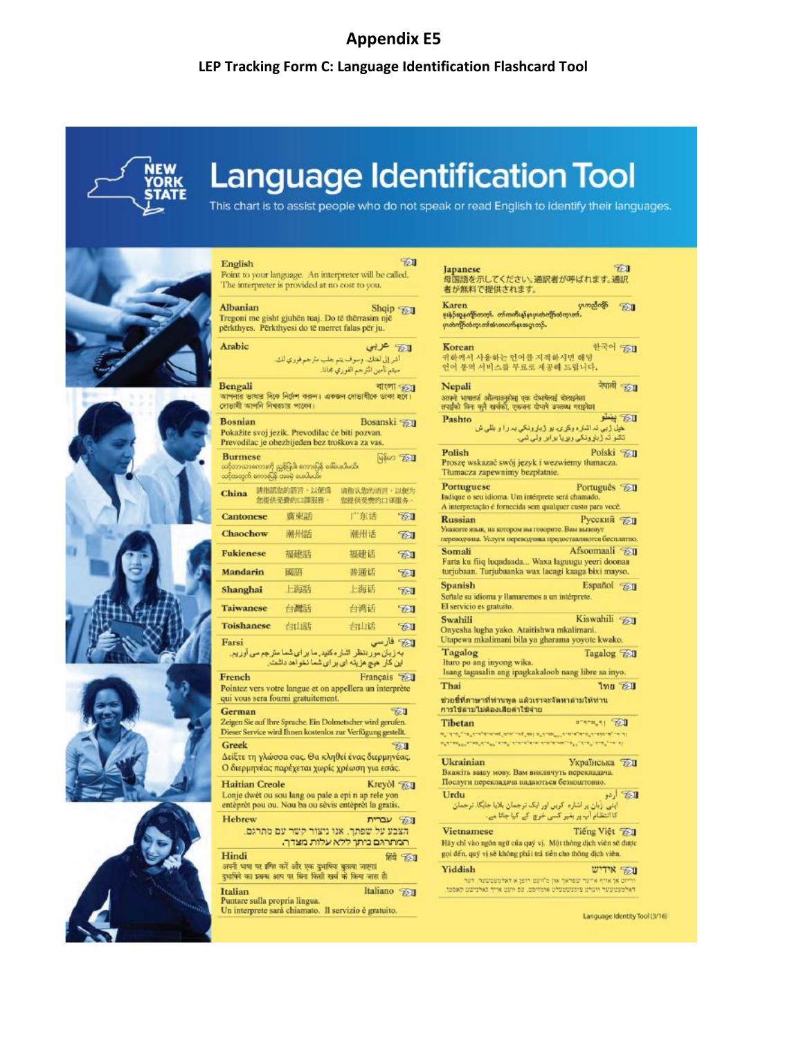# Appendix E5

## LEP Tracking Form C: Language Identification Flashcard Tool

NEW YORK STATE

# Language Identification Tool

This chart is to assist people who do not speak or read English to identify their languages.

**English**
Point to your language. An interpreter will be called. The interpreter is provided at no cost to you.

**Albanian** — Shqip
Tregoni me gisht gjuhën tuaj. Do të thërrasim një përkthyes. Përkthyesi do të merret falas për ju.

**Arabic** — عربي
أشر إلى لغتك. وسوف يتم جلب مترجم فوري لك. سيتم تأمين المترجم الفوري مجانًا.

**Bengali** — বাংলা
আপনার ভাষার দিকে নির্দেশ করুন। একজন দোভাষীকে ডাকা হবে। দোভাষী আপনি বিনামূল্যে পাবেন।

**Bosnian** — Bosanski
Pokažite svoj jezik. Prevodilac će biti pozvan. Prevodilac je obezbijeđen bez troškova za vas.

**Burmese** — မြန်မာ
သင့်ဘာသာစကားကို ညွှန်ပြပါ။ စကားပြန်ကို ခေါ်ပေးပါမည်။ သင့်အတွက် စကားပြန်ကို အခမဲ့ ပေးပါမည်။

| China | 請指認您的語言，以便為您提供免費的口譯服務。 | 请指认您的语言，以便为您提供免费的口译服务。 |
|---|---|---|
| Cantonese | 廣東話 | 广东话 |
| Chaochow | 潮州話 | 潮州话 |
| Fukienese | 福建話 | 福建话 |
| Mandarin | 國語 | 普通话 |
| Shanghai | 上海話 | 上海话 |
| Taiwanese | 台灣話 | 台湾话 |
| Toishanese | 台山話 | 台山话 |

**Farsi** — فارسی
به زبان مورد نظر اشاره کنید. ما برای شما مترجم می آوریم. این کار هیچ هزینه ای برای شما نخواهد داشت.

**French** — Français
Pointez vers votre langue et on appellera un interprète qui vous sera fourni gratuitement.

**German**
Zeigen Sie auf Ihre Sprache. Ein Dolmetscher wird gerufen. Dieser Service wird Ihnen kostenlos zur Verfügung gestellt.

**Greek**
Δείξτε τη γλώσσα σας. Θα κληθεί ένας διερμηνέας. Ο διερμηνέας παρέχεται χωρίς χρέωση για εσάς.

**Haitian Creole** — Kreyòl
Lonje dwèt ou sou lang ou pale a epi n ap rele yon entèprèt pou ou. Nou ba ou sèvis entèprèt la gratis.

**Hebrew** — עברית
הצבע על שפתך. אנו ניצור קשר עם מתרגם. המתרגם ניתן ללא עלות מצדך.

**Hindi** — हिंदी
अपनी भाषा पर इंगित करें और एक दुभाषिए बुलाया जाएगा। दुभाषिये का प्रबन्ध आप पर बिना किसी खर्च के किया जाता है।

**Italian** — Italiano
Puntare sulla propria lingua. Un interprete sarà chiamato. Il servizio è gratuito.

**Japanese**
母国語を示してください。通訳者が呼ばれます。通訳者が無料で提供されます。

**Karen** — ကညီကျိာ်
ဒုးနဲ့ဖျါထီဉ်နကျိာ်. တါကကိးနၤပှၤကတိၤကျိာ်တဂၤ. ပှၤကတိၤကျိာ်တၢ်ဆဲးကၠၢ်နၤအါန့ၣ်.

**Korean** — 한국어
귀하께서 사용하는 언어를 지적하시면 해당 언어 통역 서비스를 무료로 제공해 드립니다.

**Nepali** — नेपाली
आफ्नो भाषातर्फ औंल्याउनुहोस् एक दोभाषेलाई बोलाइनेछ। तपाईंको लिए कुनै खर्चबिना, एकजना दोभाषे उपलब्ध गराइनेछ।

**Pashto** — پښتو
خپل ژبې ته اشاره وکړئ. يو ژباړونکی به را وبلل شي. ژباړونکی به وړيا برابر ولي شي.

**Polish** — Polski
Proszę wskazać swój język i wezwiemy tłumacza. Tłumacza zapewnimy bezpłatnie.

**Portuguese** — Português
Indique o seu idioma. Um intérprete será chamado. A interpretação é fornecida sem qualquer custo para você.

**Russian** — Русский
Укажите язык, на котором вы говорите. Вам вызовут переводчика. Услуги переводчика предоставляются бесплатно.

**Somali** — Af-soomaali
Farta ku fiiq luqadaada... Waxa laguugu yeeri doonaa turjubaan. Turjubaanka wax lacagi kaaga bixi mayso.

**Spanish** — Español
Señale su idioma y llamaremos a un intérprete. El servicio es gratuito.

**Swahili** — Kiswahili
Onyesha lugha yako. Ataitishwa mkalimani. Utapewa mkalimani bila ya gharama yoyote kwako.

**Tagalog** — Tagalog
Ituro po ang inyong wika. Isang tagasalin ang ipagkakaloob nang libre sa inyo.

**Thai** — ไทย
ชี้ไปที่ภาษาที่ท่านพูด แล้วเราจะจัดหาล่ามให้ท่าน การใช้ล่ามไม่ต้องเสียค่าใช้จ่าย

**Tibetan**
རང་གི་སྐད་ཡིག་ལ་མཛུབ་མོ་ཐོན་དང་། ལོ་ཙཱ་བ་ཞིག་བོས་ཡོང་། ལོ་ཙཱ་བའི་ཞབས་ཞུ་རིན་མེད་དུ་སྤྲོད་ཀྱི་ཡིན།

**Ukrainian** — Українська
Вкажіть вашу мову. Вам викличуть перекладача. Послуги перекладача надаються безкоштовно.

**Urdu** — اردو
اپنی زبان پر اشارہ کریں اور ایک ترجمان بلایا جائیگا. ترجمان کا انتظام آپ پر بغیر کسی خرچ کے کیا جاتا ہے.

**Vietnamese** — Tiếng Việt
Hãy chỉ vào ngôn ngữ của quý vị. Một thông dịch viên sẽ được gọi đến, quý vị sẽ không phải trả tiền cho thông dịch viên.

**Yiddish** — אידיש
ווייזט אן אויף אייער שפראך און מ'וועט רופן א דאלמעטשער. דער דאלמעטשער ווערט צוגעשטעלט אומזיסט, עס וועט אייך נישט קאסטן.

Language Identity Tool (3/16)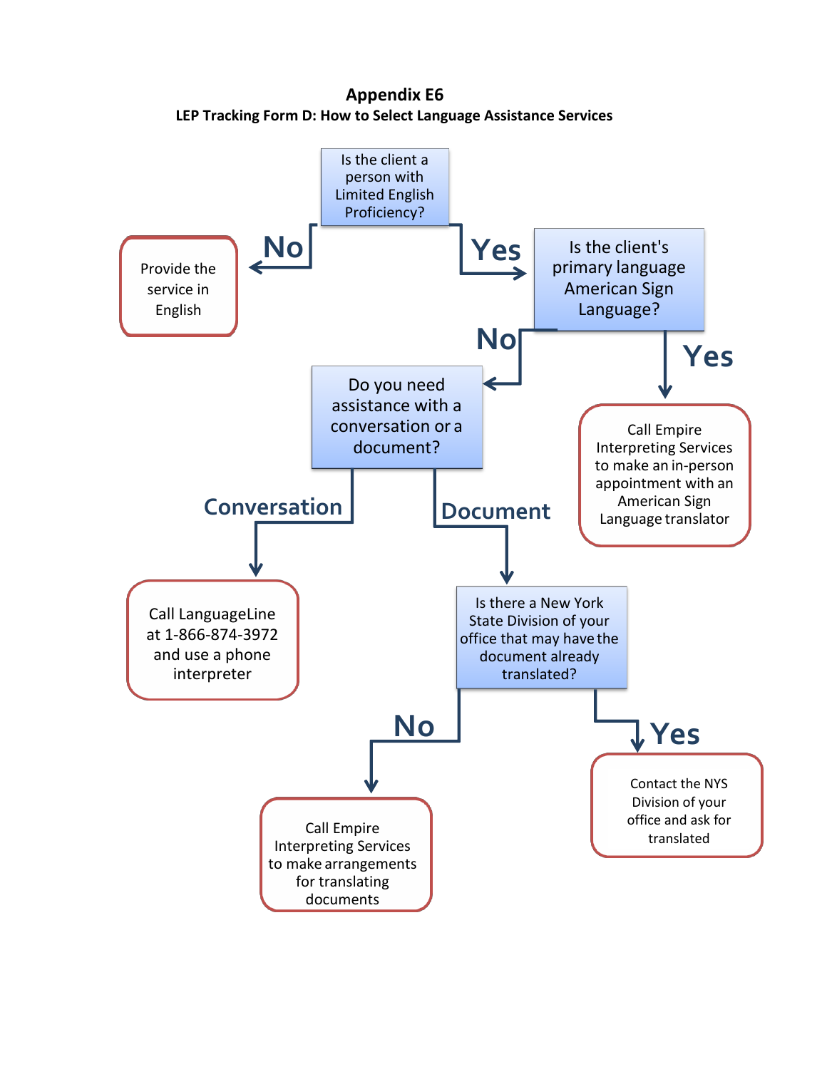# Appendix E6

## LEP Tracking Form D: How to Select Language Assistance Services

Is the client a person with Limited English Proficiency?

No

Provide the service in English

Yes

Is the client's primary language American Sign Language?

Yes

Call Empire Interpreting Services to make an in-person appointment with an American Sign Language translator

No

Do you need assistance with a conversation or a document?

Conversation

Call LanguageLine at 1-866-874-3972 and use a phone interpreter

Document

Is there a New York State Division of your office that may have the document already translated?

No

Call Empire Interpreting Services to make arrangements for translating documents

Yes

Contact the NYS Division of your office and ask for translated